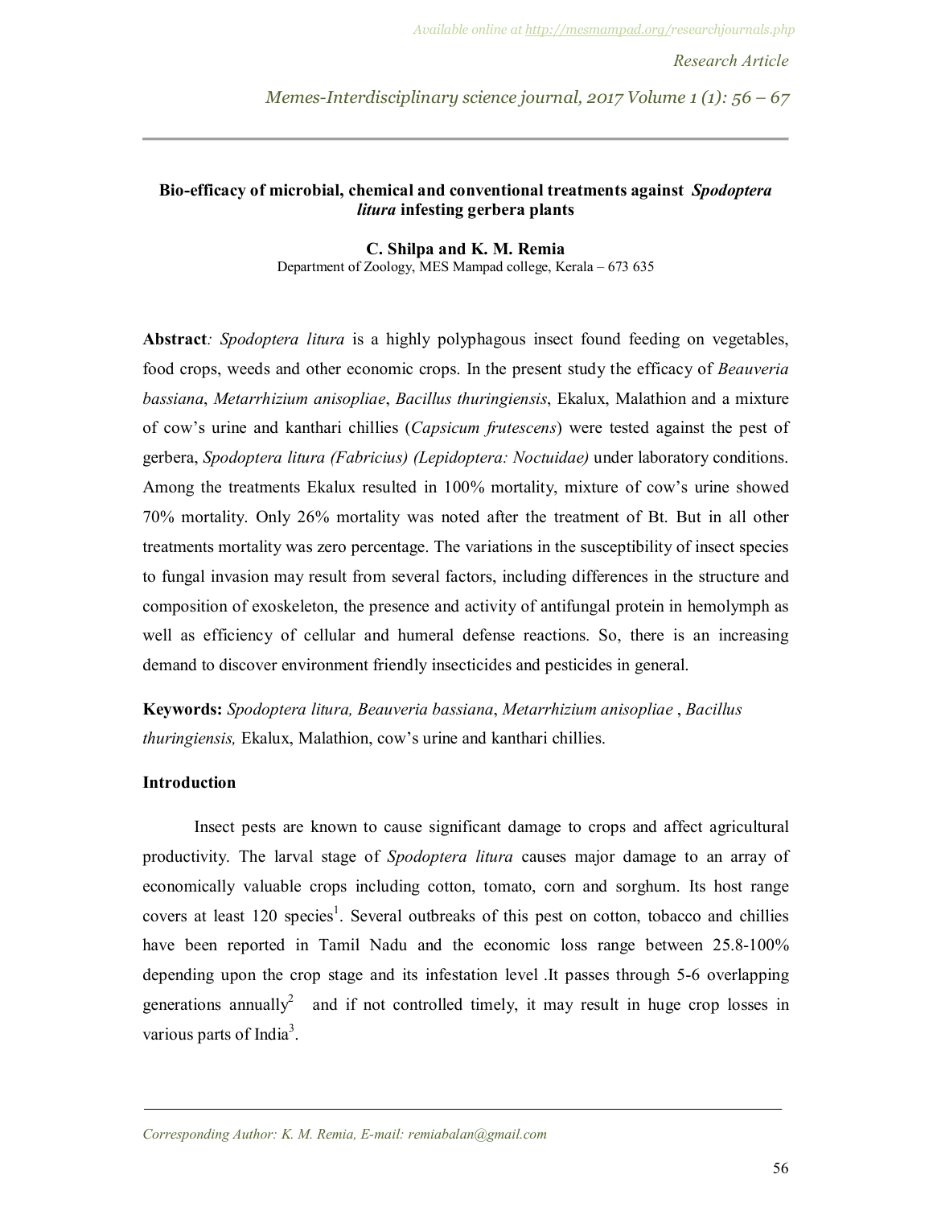Research Article

# Bio-efficacy of microbial, chemical and conventional treatments against *Spodoptera litura* infesting gerbera plants

**C. Shilpa and K. M. Remia**

Department of Zoology, MES Mampad college, Kerala – 673 635

**Abstract***:* *Spodoptera litura* is a highly polyphagous insect found feeding on vegetables, food crops, weeds and other economic crops. In the present study the efficacy of *Beauveria bassiana*, *Metarrhizium anisopliae*, *Bacillus thuringiensis*, Ekalux, Malathion and a mixture of cow's urine and kanthari chillies (*Capsicum frutescens*) were tested against the pest of gerbera, *Spodoptera litura (Fabricius) (Lepidoptera: Noctuidae)* under laboratory conditions. Among the treatments Ekalux resulted in 100% mortality, mixture of cow's urine showed 70% mortality. Only 26% mortality was noted after the treatment of Bt. But in all other treatments mortality was zero percentage. The variations in the susceptibility of insect species to fungal invasion may result from several factors, including differences in the structure and composition of exoskeleton, the presence and activity of antifungal protein in hemolymph as well as efficiency of cellular and humeral defense reactions. So, there is an increasing demand to discover environment friendly insecticides and pesticides in general.

**Keywords:** *Spodoptera litura, Beauveria bassiana*, *Metarrhizium anisopliae* , *Bacillus thuringiensis,* Ekalux, Malathion, cow's urine and kanthari chillies.

## Introduction

Insect pests are known to cause significant damage to crops and affect agricultural productivity. The larval stage of *Spodoptera litura* causes major damage to an array of economically valuable crops including cotton, tomato, corn and sorghum. Its host range covers at least 120 species[1]. Several outbreaks of this pest on cotton, tobacco and chillies have been reported in Tamil Nadu and the economic loss range between 25.8-100% depending upon the crop stage and its infestation level .It passes through 5-6 overlapping generations annually[2] and if not controlled timely, it may result in huge crop losses in various parts of India[3].

*Corresponding Author: K. M. Remia, E-mail: remiabalan@gmail.com*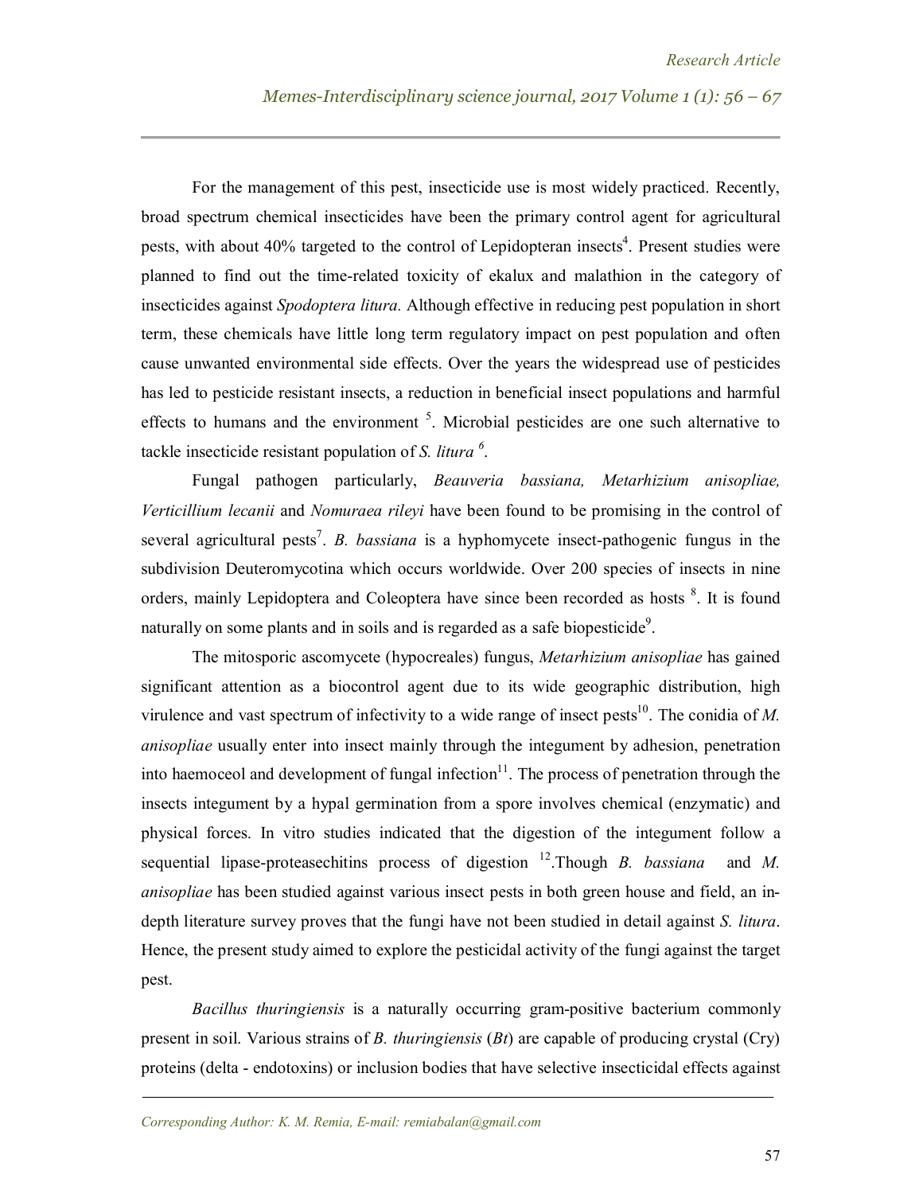For the management of this pest, insecticide use is most widely practiced. Recently, broad spectrum chemical insecticides have been the primary control agent for agricultural pests, with about 40% targeted to the control of Lepidopteran insects[4]. Present studies were planned to find out the time-related toxicity of ekalux and malathion in the category of insecticides against *Spodoptera litura.* Although effective in reducing pest population in short term, these chemicals have little long term regulatory impact on pest population and often cause unwanted environmental side effects. Over the years the widespread use of pesticides has led to pesticide resistant insects, a reduction in beneficial insect populations and harmful effects to humans and the environment [5]. Microbial pesticides are one such alternative to tackle insecticide resistant population of *S. litura* [6].

Fungal pathogen particularly, *Beauveria bassiana, Metarhizium anisopliae, Verticillium lecanii* and *Nomuraea rileyi* have been found to be promising in the control of several agricultural pests[7]. *B. bassiana* is a hyphomycete insect-pathogenic fungus in the subdivision Deuteromycotina which occurs worldwide. Over 200 species of insects in nine orders, mainly Lepidoptera and Coleoptera have since been recorded as hosts [8]. It is found naturally on some plants and in soils and is regarded as a safe biopesticide[9].

The mitosporic ascomycete (hypocreales) fungus, *Metarhizium anisopliae* has gained significant attention as a biocontrol agent due to its wide geographic distribution, high virulence and vast spectrum of infectivity to a wide range of insect pests[10]. The conidia of *M. anisopliae* usually enter into insect mainly through the integument by adhesion, penetration into haemoceol and development of fungal infection[11]. The process of penetration through the insects integument by a hypal germination from a spore involves chemical (enzymatic) and physical forces. In vitro studies indicated that the digestion of the integument follow a sequential lipase-proteasechitins process of digestion [12].Though *B. bassiana* and *M. anisopliae* has been studied against various insect pests in both green house and field, an in-depth literature survey proves that the fungi have not been studied in detail against *S. litura*. Hence, the present study aimed to explore the pesticidal activity of the fungi against the target pest.

*Bacillus thuringiensis* is a naturally occurring gram-positive bacterium commonly present in soil. Various strains of *B. thuringiensis* (*Bt*) are capable of producing crystal (Cry) proteins (delta - endotoxins) or inclusion bodies that have selective insecticidal effects against

Corresponding Author: K. M. Remia, E-mail: remiabalan@gmail.com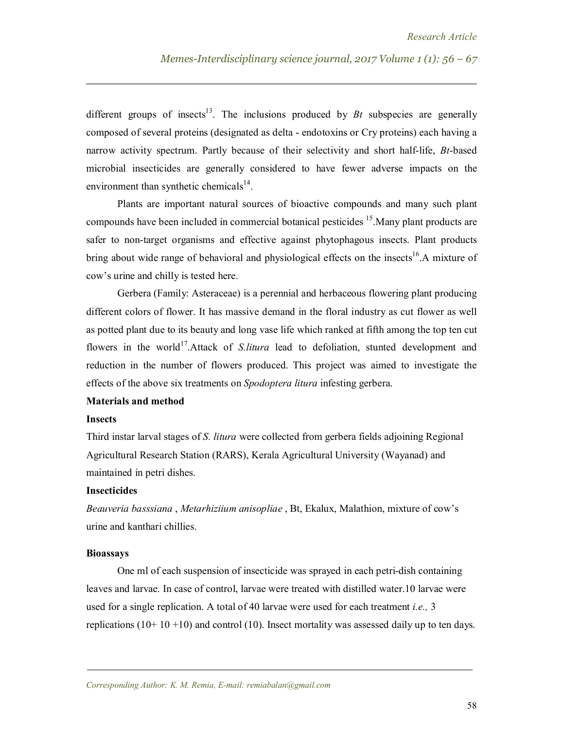different groups of insects[13]. The inclusions produced by *Bt* subspecies are generally composed of several proteins (designated as delta - endotoxins or Cry proteins) each having a narrow activity spectrum. Partly because of their selectivity and short half-life, *Bt*-based microbial insecticides are generally considered to have fewer adverse impacts on the environment than synthetic chemicals[14].

Plants are important natural sources of bioactive compounds and many such plant compounds have been included in commercial botanical pesticides [15].Many plant products are safer to non-target organisms and effective against phytophagous insects. Plant products bring about wide range of behavioral and physiological effects on the insects[16].A mixture of cow's urine and chilly is tested here.

Gerbera (Family: Asteraceae) is a perennial and herbaceous flowering plant producing different colors of flower. It has massive demand in the floral industry as cut flower as well as potted plant due to its beauty and long vase life which ranked at fifth among the top ten cut flowers in the world[17].Attack of *S.litura* lead to defoliation, stunted development and reduction in the number of flowers produced. This project was aimed to investigate the effects of the above six treatments on *Spodoptera litura* infesting gerbera.

**Materials and method**

**Insects**

Third instar larval stages of *S. litura* were collected from gerbera fields adjoining Regional Agricultural Research Station (RARS), Kerala Agricultural University (Wayanad) and maintained in petri dishes.

**Insecticides**

*Beauveria basssiana* , *Metarhiziium anisopliae* , Bt, Ekalux, Malathion, mixture of cow's urine and kanthari chillies.

**Bioassays**

One ml of each suspension of insecticide was sprayed in each petri-dish containing leaves and larvae. In case of control, larvae were treated with distilled water.10 larvae were used for a single replication. A total of 40 larvae were used for each treatment *i.e.,* 3 replications (10+ 10 +10) and control (10). Insect mortality was assessed daily up to ten days.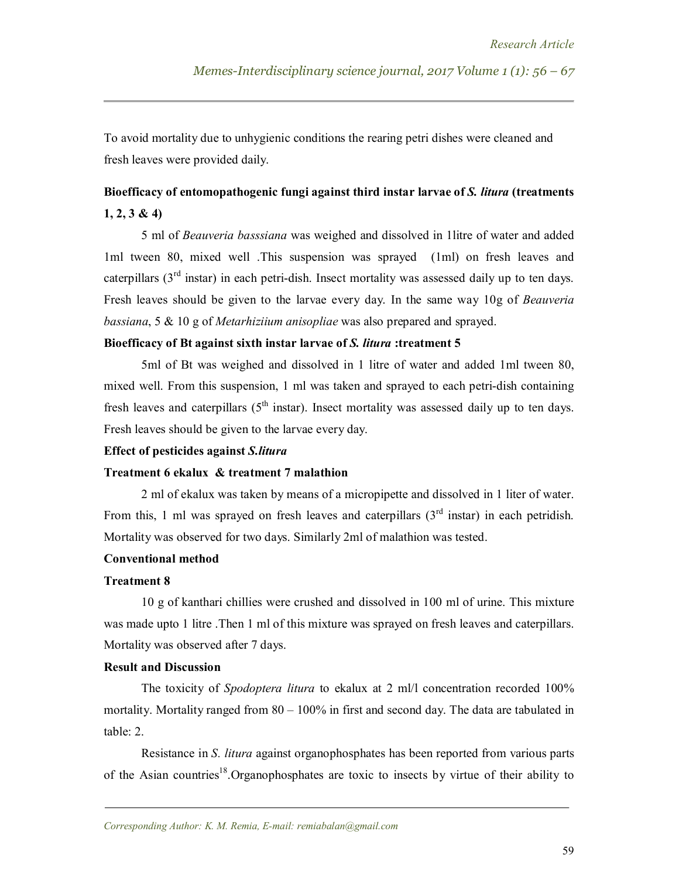To avoid mortality due to unhygienic conditions the rearing petri dishes were cleaned and fresh leaves were provided daily.

**Bioefficacy of entomopathogenic fungi against third instar larvae of *S. litura* (treatments 1, 2, 3 & 4)**

5 ml of *Beauveria basssiana* was weighed and dissolved in 1litre of water and added 1ml tween 80, mixed well .This suspension was sprayed (1ml) on fresh leaves and caterpillars (3rd instar) in each petri-dish. Insect mortality was assessed daily up to ten days. Fresh leaves should be given to the larvae every day. In the same way 10g of *Beauveria bassiana*, 5 & 10 g of *Metarhiziium anisopliae* was also prepared and sprayed.

**Bioefficacy of Bt against sixth instar larvae of *S. litura* :treatment 5**

5ml of Bt was weighed and dissolved in 1 litre of water and added 1ml tween 80, mixed well. From this suspension, 1 ml was taken and sprayed to each petri-dish containing fresh leaves and caterpillars (5th instar). Insect mortality was assessed daily up to ten days. Fresh leaves should be given to the larvae every day.

**Effect of pesticides against *S.litura***

**Treatment 6 ekalux & treatment 7 malathion**

2 ml of ekalux was taken by means of a micropipette and dissolved in 1 liter of water. From this, 1 ml was sprayed on fresh leaves and caterpillars (3rd instar) in each petridish. Mortality was observed for two days. Similarly 2ml of malathion was tested.

**Conventional method**

**Treatment 8**

10 g of kanthari chillies were crushed and dissolved in 100 ml of urine. This mixture was made upto 1 litre .Then 1 ml of this mixture was sprayed on fresh leaves and caterpillars. Mortality was observed after 7 days.

**Result and Discussion**

The toxicity of *Spodoptera litura* to ekalux at 2 ml/l concentration recorded 100% mortality. Mortality ranged from 80 – 100% in first and second day. The data are tabulated in table: 2.

Resistance in *S. litura* against organophosphates has been reported from various parts of the Asian countries[18].Organophosphates are toxic to insects by virtue of their ability to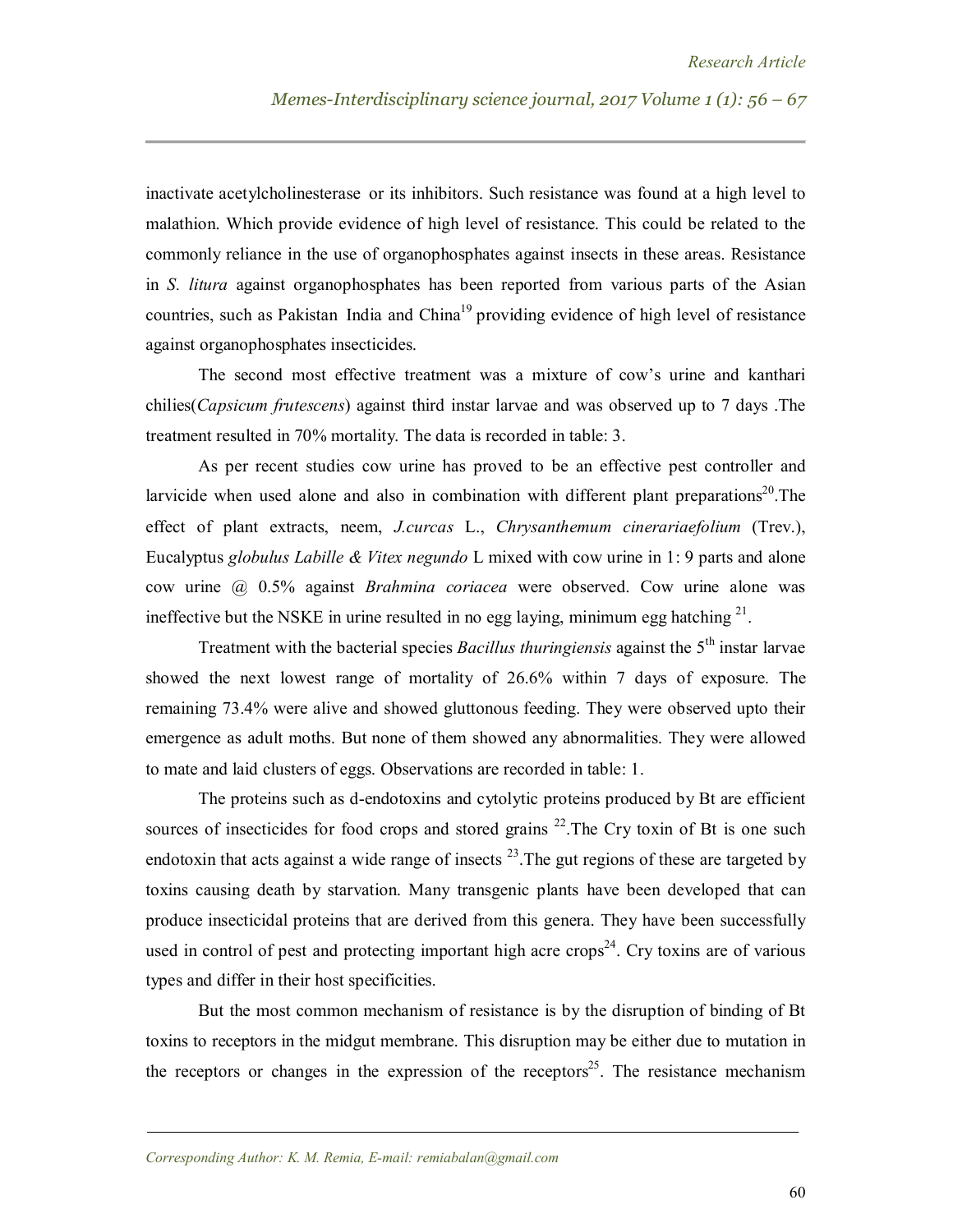inactivate acetylcholinesterase or its inhibitors. Such resistance was found at a high level to malathion. Which provide evidence of high level of resistance. This could be related to the commonly reliance in the use of organophosphates against insects in these areas. Resistance in *S. litura* against organophosphates has been reported from various parts of the Asian countries, such as Pakistan India and China[19] providing evidence of high level of resistance against organophosphates insecticides.

The second most effective treatment was a mixture of cow's urine and kanthari chilies(*Capsicum frutescens*) against third instar larvae and was observed up to 7 days .The treatment resulted in 70% mortality. The data is recorded in table: 3.

As per recent studies cow urine has proved to be an effective pest controller and larvicide when used alone and also in combination with different plant preparations[20].The effect of plant extracts, neem, *J.curcas* L., *Chrysanthemum cinerariaefolium* (Trev.), Eucalyptus *globulus Labille & Vitex negundo* L mixed with cow urine in 1: 9 parts and alone cow urine @ 0.5% against *Brahmina coriacea* were observed. Cow urine alone was ineffective but the NSKE in urine resulted in no egg laying, minimum egg hatching [21].

Treatment with the bacterial species *Bacillus thuringiensis* against the 5th instar larvae showed the next lowest range of mortality of 26.6% within 7 days of exposure. The remaining 73.4% were alive and showed gluttonous feeding. They were observed upto their emergence as adult moths. But none of them showed any abnormalities. They were allowed to mate and laid clusters of eggs. Observations are recorded in table: 1.

The proteins such as d-endotoxins and cytolytic proteins produced by Bt are efficient sources of insecticides for food crops and stored grains [22].The Cry toxin of Bt is one such endotoxin that acts against a wide range of insects [23].The gut regions of these are targeted by toxins causing death by starvation. Many transgenic plants have been developed that can produce insecticidal proteins that are derived from this genera. They have been successfully used in control of pest and protecting important high acre crops[24]. Cry toxins are of various types and differ in their host specificities.

But the most common mechanism of resistance is by the disruption of binding of Bt toxins to receptors in the midgut membrane. This disruption may be either due to mutation in the receptors or changes in the expression of the receptors[25]. The resistance mechanism

*Corresponding Author: K. M. Remia, E-mail: remiabalan@gmail.com*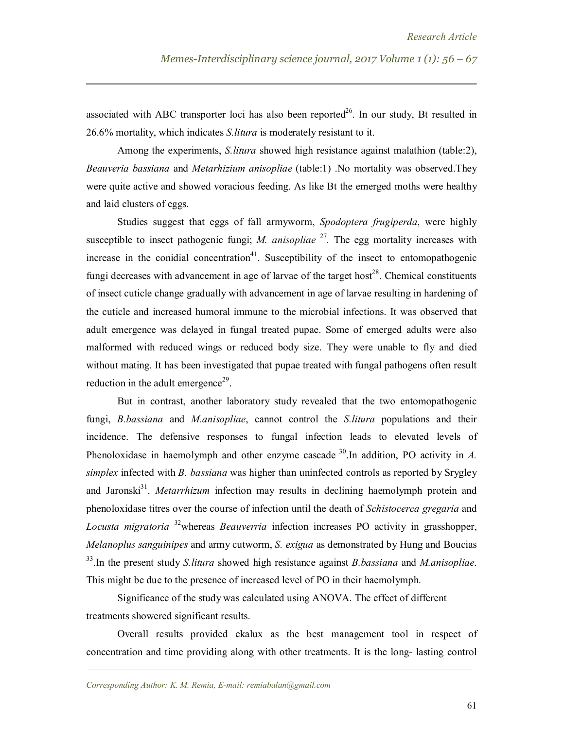associated with ABC transporter loci has also been reported[26]. In our study, Bt resulted in 26.6% mortality, which indicates *S.litura* is moderately resistant to it.

Among the experiments, *S.litura* showed high resistance against malathion (table:2), *Beauveria bassiana* and *Metarhizium anisopliae* (table:1) .No mortality was observed.They were quite active and showed voracious feeding. As like Bt the emerged moths were healthy and laid clusters of eggs.

Studies suggest that eggs of fall armyworm, *Spodoptera frugiperda*, were highly susceptible to insect pathogenic fungi; *M. anisopliae* [27]. The egg mortality increases with increase in the conidial concentration[41]. Susceptibility of the insect to entomopathogenic fungi decreases with advancement in age of larvae of the target host[28]. Chemical constituents of insect cuticle change gradually with advancement in age of larvae resulting in hardening of the cuticle and increased humoral immune to the microbial infections. It was observed that adult emergence was delayed in fungal treated pupae. Some of emerged adults were also malformed with reduced wings or reduced body size. They were unable to fly and died without mating. It has been investigated that pupae treated with fungal pathogens often result reduction in the adult emergence[29].

But in contrast, another laboratory study revealed that the two entomopathogenic fungi, *B.bassiana* and *M.anisopliae*, cannot control the *S.litura* populations and their incidence. The defensive responses to fungal infection leads to elevated levels of Phenoloxidase in haemolymph and other enzyme cascade [30].In addition, PO activity in *A. simplex* infected with *B. bassiana* was higher than uninfected controls as reported by Srygley and Jaronski[31]. *Metarrhizum* infection may results in declining haemolymph protein and phenoloxidase titres over the course of infection until the death of *Schistocerca gregaria* and *Locusta migratoria* [32]whereas *Beauverria* infection increases PO activity in grasshopper, *Melanoplus sanguinipes* and army cutworm, *S. exigua* as demonstrated by Hung and Boucias [33].In the present study *S.litura* showed high resistance against *B.bassiana* and *M.anisopliae*. This might be due to the presence of increased level of PO in their haemolymph.

Significance of the study was calculated using ANOVA. The effect of different treatments showered significant results.

Overall results provided ekalux as the best management tool in respect of concentration and time providing along with other treatments. It is the long- lasting control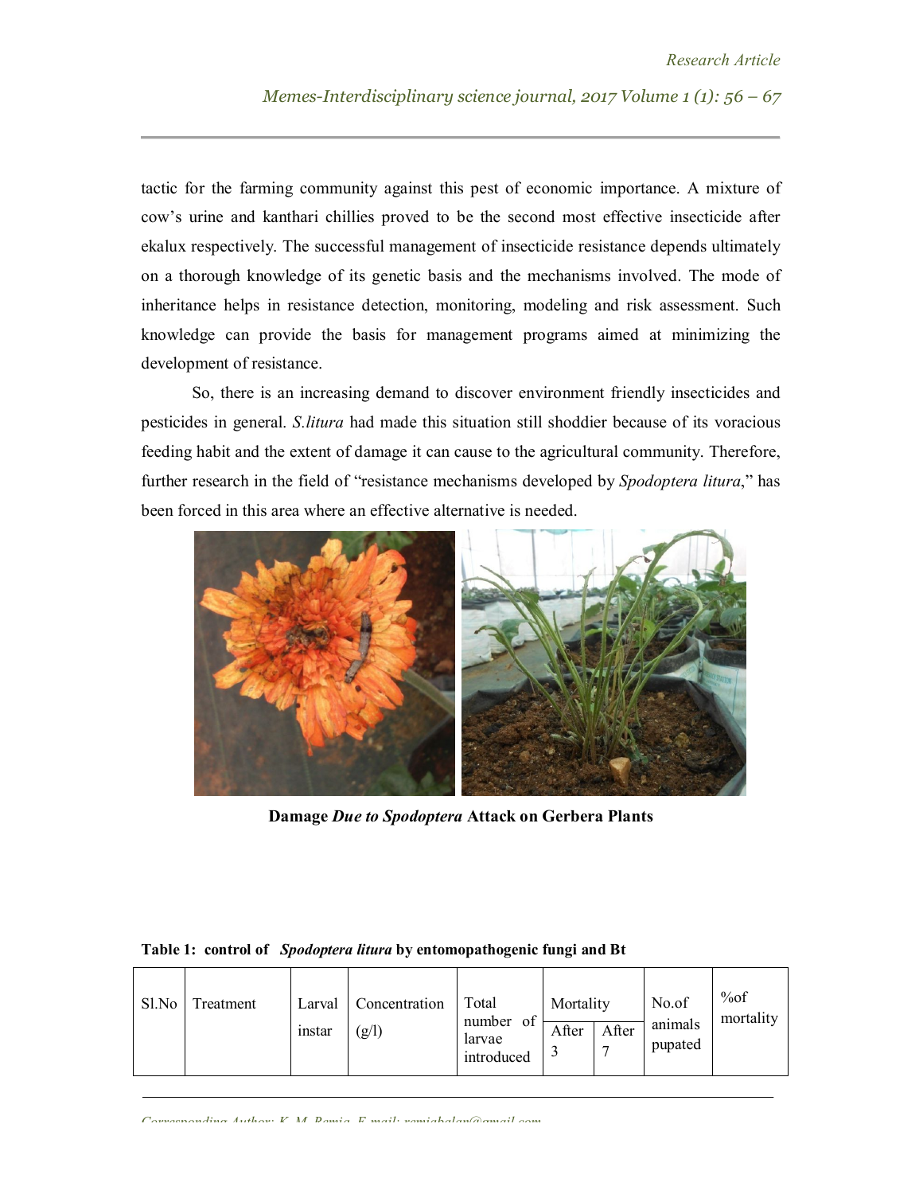tactic for the farming community against this pest of economic importance. A mixture of cow's urine and kanthari chillies proved to be the second most effective insecticide after ekalux respectively. The successful management of insecticide resistance depends ultimately on a thorough knowledge of its genetic basis and the mechanisms involved. The mode of inheritance helps in resistance detection, monitoring, modeling and risk assessment. Such knowledge can provide the basis for management programs aimed at minimizing the development of resistance.

So, there is an increasing demand to discover environment friendly insecticides and pesticides in general. *S.litura* had made this situation still shoddier because of its voracious feeding habit and the extent of damage it can cause to the agricultural community. Therefore, further research in the field of "resistance mechanisms developed by *Spodoptera litura*," has been forced in this area where an effective alternative is needed.

**Damage *Due to Spodoptera* Attack on Gerbera Plants**

**Table 1: control of *Spodoptera litura* by entomopathogenic fungi and Bt**

| Sl.No | Treatment | Larval instar | Concentration (g/l) | Total number of larvae introduced | Mortality | | No.of animals pupated | %of mortality |
|---|---|---|---|---|---|---|---|---|
| | | | | | After 3 | After 7 | | |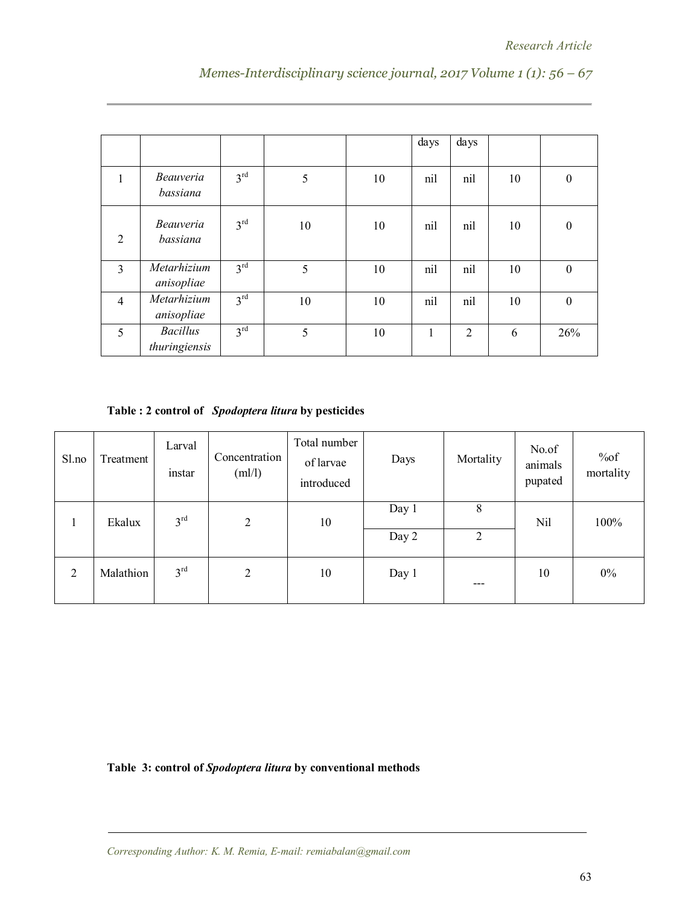| | | | | | days | days | | |
|---|---|---|---|---|---|---|---|---|
| 1 | *Beauveria bassiana* | 3rd | 5 | 10 | nil | nil | 10 | 0 |
| 2 | *Beauveria bassiana* | 3rd | 10 | 10 | nil | nil | 10 | 0 |
| 3 | *Metarhizium anisopliae* | 3rd | 5 | 10 | nil | nil | 10 | 0 |
| 4 | *Metarhizium anisopliae* | 3rd | 10 | 10 | nil | nil | 10 | 0 |
| 5 | *Bacillus thuringiensis* | 3rd | 5 | 10 | 1 | 2 | 6 | 26% |

**Table : 2 control of *Spodoptera litura* by pesticides**

| Sl.no | Treatment | Larval instar | Concentration (ml/l) | Total number of larvae introduced | Days | Mortality | No.of animals pupated | %of mortality |
|---|---|---|---|---|---|---|---|---|
| 1 | Ekalux | 3rd | 2 | 10 | Day 1 | 8 | Nil | 100% |
| | | | | | Day 2 | 2 | | |
| 2 | Malathion | 3rd | 2 | 10 | Day 1 | --- | 10 | 0% |

**Table 3: control of *Spodoptera litura* by conventional methods**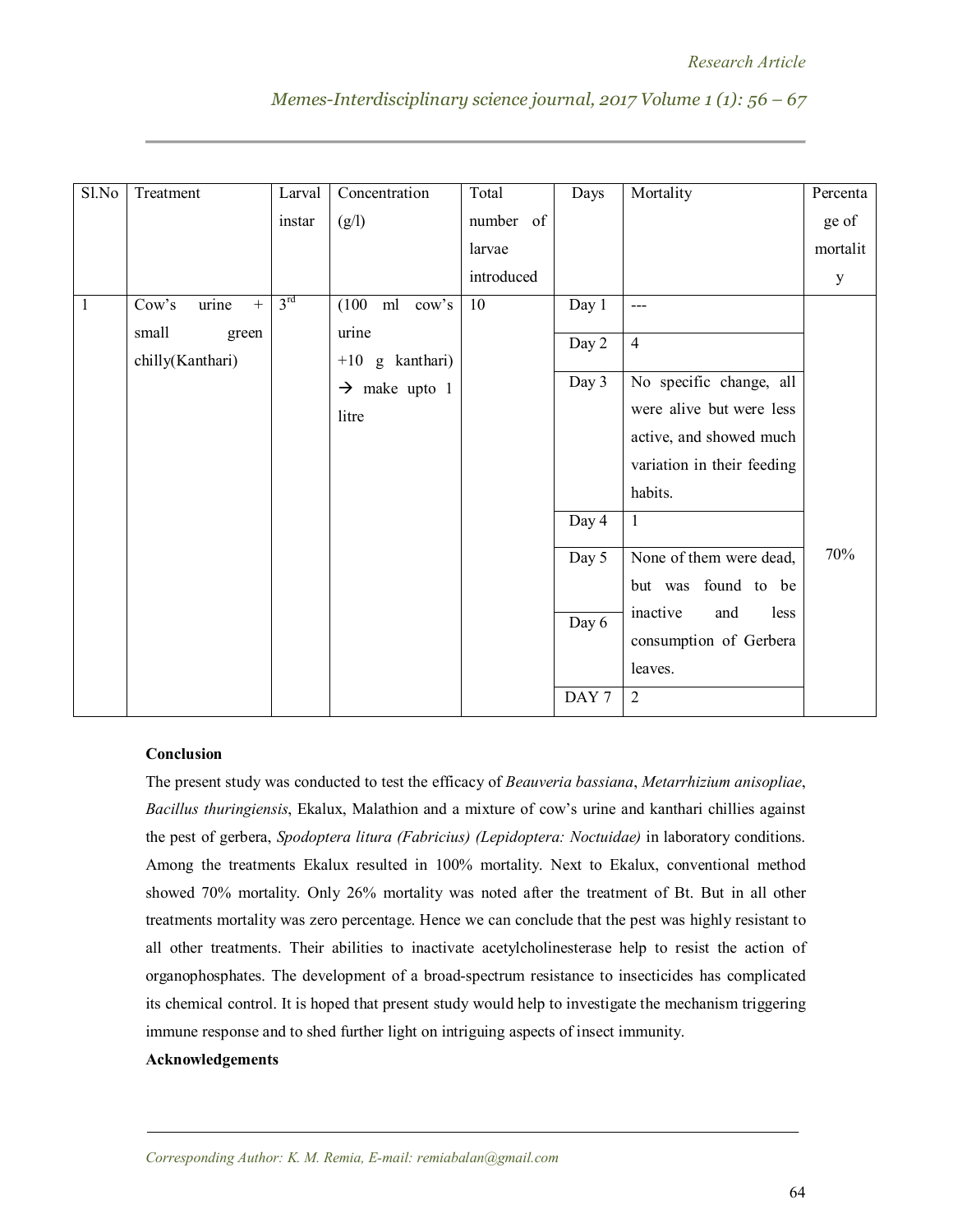| Sl.No | Treatment | Larval instar | Concentration (g/l) | Total number of larvae introduced | Days | Mortality | Percentage of mortality |
|---|---|---|---|---|---|---|---|
| 1 | Cow's urine + small green chilly(Kanthari) | 3rd | (100 ml cow's urine +10 g kanthari) → make upto 1 litre | 10 | Day 1 | --- | 70% |
| | | | | | Day 2 | 4 | |
| | | | | | Day 3 | No specific change, all were alive but were less active, and showed much variation in their feeding habits. | |
| | | | | | Day 4 | 1 | |
| | | | | | Day 5 | None of them were dead, but was found to be inactive and less consumption of Gerbera leaves. | |
| | | | | | Day 6 | | |
| | | | | | DAY 7 | 2 | |

**Conclusion**

The present study was conducted to test the efficacy of *Beauveria bassiana*, *Metarrhizium anisopliae*, *Bacillus thuringiensis*, Ekalux, Malathion and a mixture of cow's urine and kanthari chillies against the pest of gerbera, *Spodoptera litura (Fabricius) (Lepidoptera: Noctuidae)* in laboratory conditions. Among the treatments Ekalux resulted in 100% mortality. Next to Ekalux, conventional method showed 70% mortality. Only 26% mortality was noted after the treatment of Bt. But in all other treatments mortality was zero percentage. Hence we can conclude that the pest was highly resistant to all other treatments. Their abilities to inactivate acetylcholinesterase help to resist the action of organophosphates. The development of a broad-spectrum resistance to insecticides has complicated its chemical control. It is hoped that present study would help to investigate the mechanism triggering immune response and to shed further light on intriguing aspects of insect immunity.

**Acknowledgements**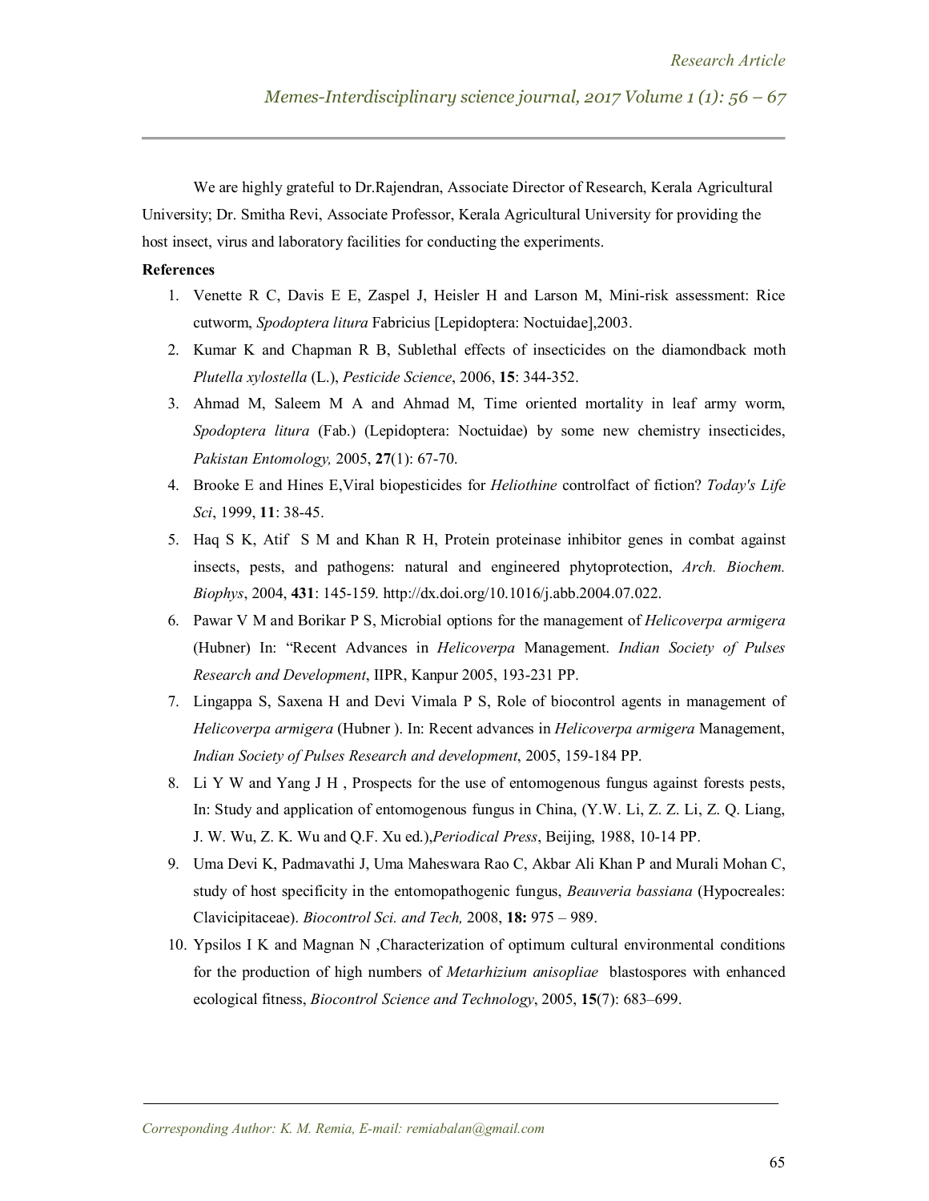We are highly grateful to Dr.Rajendran, Associate Director of Research, Kerala Agricultural University; Dr. Smitha Revi, Associate Professor, Kerala Agricultural University for providing the host insect, virus and laboratory facilities for conducting the experiments.

**References**

1. Venette R C, Davis E E, Zaspel J, Heisler H and Larson M, Mini-risk assessment: Rice cutworm, *Spodoptera litura* Fabricius [Lepidoptera: Noctuidae],2003.
2. Kumar K and Chapman R B, Sublethal effects of insecticides on the diamondback moth *Plutella xylostella* (L.), *Pesticide Science*, 2006, **15**: 344-352.
3. Ahmad M, Saleem M A and Ahmad M, Time oriented mortality in leaf army worm, *Spodoptera litura* (Fab.) (Lepidoptera: Noctuidae) by some new chemistry insecticides, *Pakistan Entomology,* 2005, **27**(1): 67-70.
4. Brooke E and Hines E,Viral biopesticides for *Heliothine* controlfact of fiction? *Today's Life Sci*, 1999, **11**: 38-45.
5. Haq S K, Atif S M and Khan R H, Protein proteinase inhibitor genes in combat against insects, pests, and pathogens: natural and engineered phytoprotection, *Arch. Biochem. Biophys*, 2004, **431**: 145-159. http://dx.doi.org/10.1016/j.abb.2004.07.022.
6. Pawar V M and Borikar P S, Microbial options for the management of *Helicoverpa armigera* (Hubner) In: "Recent Advances in *Helicoverpa* Management. *Indian Society of Pulses Research and Development*, IIPR, Kanpur 2005, 193-231 PP.
7. Lingappa S, Saxena H and Devi Vimala P S, Role of biocontrol agents in management of *Helicoverpa armigera* (Hubner ). In: Recent advances in *Helicoverpa armigera* Management, *Indian Society of Pulses Research and development*, 2005, 159-184 PP.
8. Li Y W and Yang J H , Prospects for the use of entomogenous fungus against forests pests, In: Study and application of entomogenous fungus in China, (Y.W. Li, Z. Z. Li, Z. Q. Liang, J. W. Wu, Z. K. Wu and Q.F. Xu ed.),*Periodical Press*, Beijing, 1988, 10-14 PP.
9. Uma Devi K, Padmavathi J, Uma Maheswara Rao C, Akbar Ali Khan P and Murali Mohan C, study of host specificity in the entomopathogenic fungus, *Beauveria bassiana* (Hypocreales: Clavicipitaceae). *Biocontrol Sci. and Tech,* 2008, **18:** 975 – 989.
10. Ypsilos I K and Magnan N ,Characterization of optimum cultural environmental conditions for the production of high numbers of *Metarhizium anisopliae* blastospores with enhanced ecological fitness, *Biocontrol Science and Technology*, 2005, **15**(7): 683–699.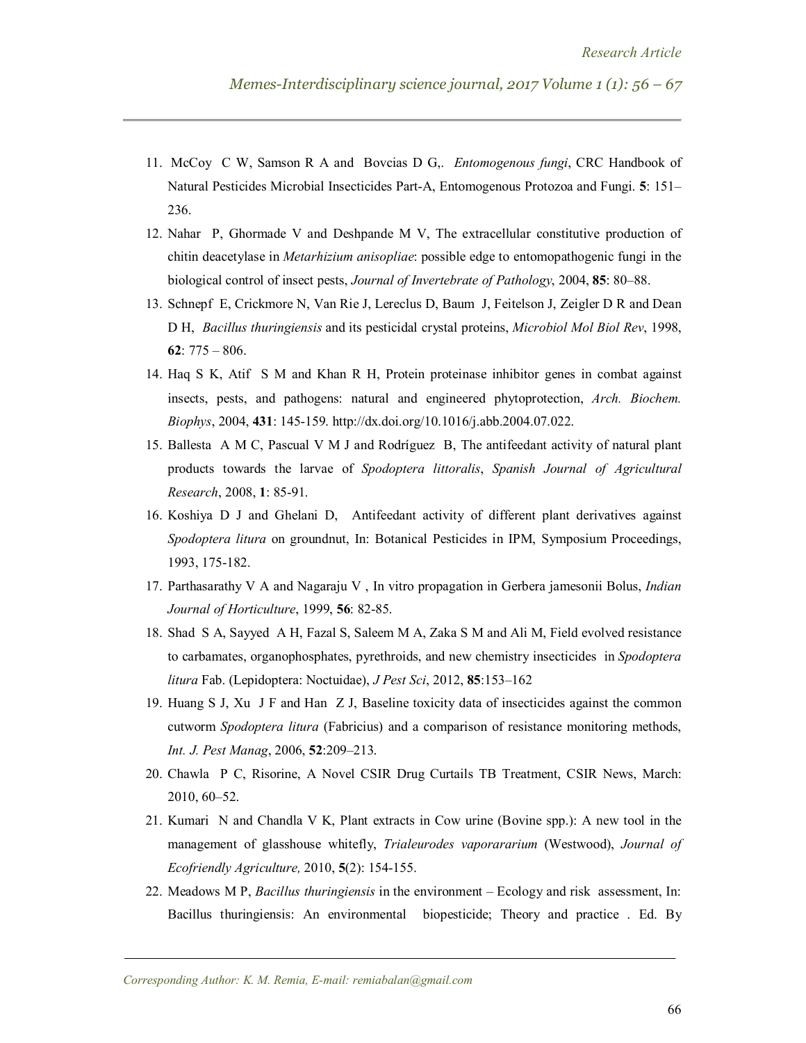11. McCoy C W, Samson R A and Bovcias D G,. *Entomogenous fungi*, CRC Handbook of Natural Pesticides Microbial Insecticides Part-A, Entomogenous Protozoa and Fungi. **5**: 151–236.
12. Nahar P, Ghormade V and Deshpande M V, The extracellular constitutive production of chitin deacetylase in *Metarhizium anisopliae*: possible edge to entomopathogenic fungi in the biological control of insect pests, *Journal of Invertebrate of Pathology*, 2004, **85**: 80–88.
13. Schnepf E, Crickmore N, Van Rie J, Lereclus D, Baum J, Feitelson J, Zeigler D R and Dean D H, *Bacillus thuringiensis* and its pesticidal crystal proteins, *Microbiol Mol Biol Rev*, 1998, **62**: 775 – 806.
14. Haq S K, Atif S M and Khan R H, Protein proteinase inhibitor genes in combat against insects, pests, and pathogens: natural and engineered phytoprotection, *Arch. Biochem. Biophys*, 2004, **431**: 145-159. http://dx.doi.org/10.1016/j.abb.2004.07.022.
15. Ballesta A M C, Pascual V M J and Rodríguez B, The antifeedant activity of natural plant products towards the larvae of *Spodoptera littoralis*, *Spanish Journal of Agricultural Research*, 2008, **1**: 85-91.
16. Koshiya D J and Ghelani D, Antifeedant activity of different plant derivatives against *Spodoptera litura* on groundnut, In: Botanical Pesticides in IPM, Symposium Proceedings, 1993, 175-182.
17. Parthasarathy V A and Nagaraju V , In vitro propagation in Gerbera jamesonii Bolus, *Indian Journal of Horticulture*, 1999, **56**: 82-85.
18. Shad S A, Sayyed A H, Fazal S, Saleem M A, Zaka S M and Ali M, Field evolved resistance to carbamates, organophosphates, pyrethroids, and new chemistry insecticides in *Spodoptera litura* Fab. (Lepidoptera: Noctuidae), *J Pest Sci*, 2012, **85**:153–162
19. Huang S J, Xu J F and Han Z J, Baseline toxicity data of insecticides against the common cutworm *Spodoptera litura* (Fabricius) and a comparison of resistance monitoring methods, *Int. J. Pest Manag*, 2006, **52**:209–213.
20. Chawla P C, Risorine, A Novel CSIR Drug Curtails TB Treatment, CSIR News, March: 2010, 60–52.
21. Kumari N and Chandla V K, Plant extracts in Cow urine (Bovine spp.): A new tool in the management of glasshouse whitefly, *Trialeurodes vaporararium* (Westwood), *Journal of Ecofriendly Agriculture,* 2010, **5**(2): 154-155.
22. Meadows M P, *Bacillus thuringiensis* in the environment – Ecology and risk assessment, In: Bacillus thuringiensis: An environmental biopesticide; Theory and practice . Ed. By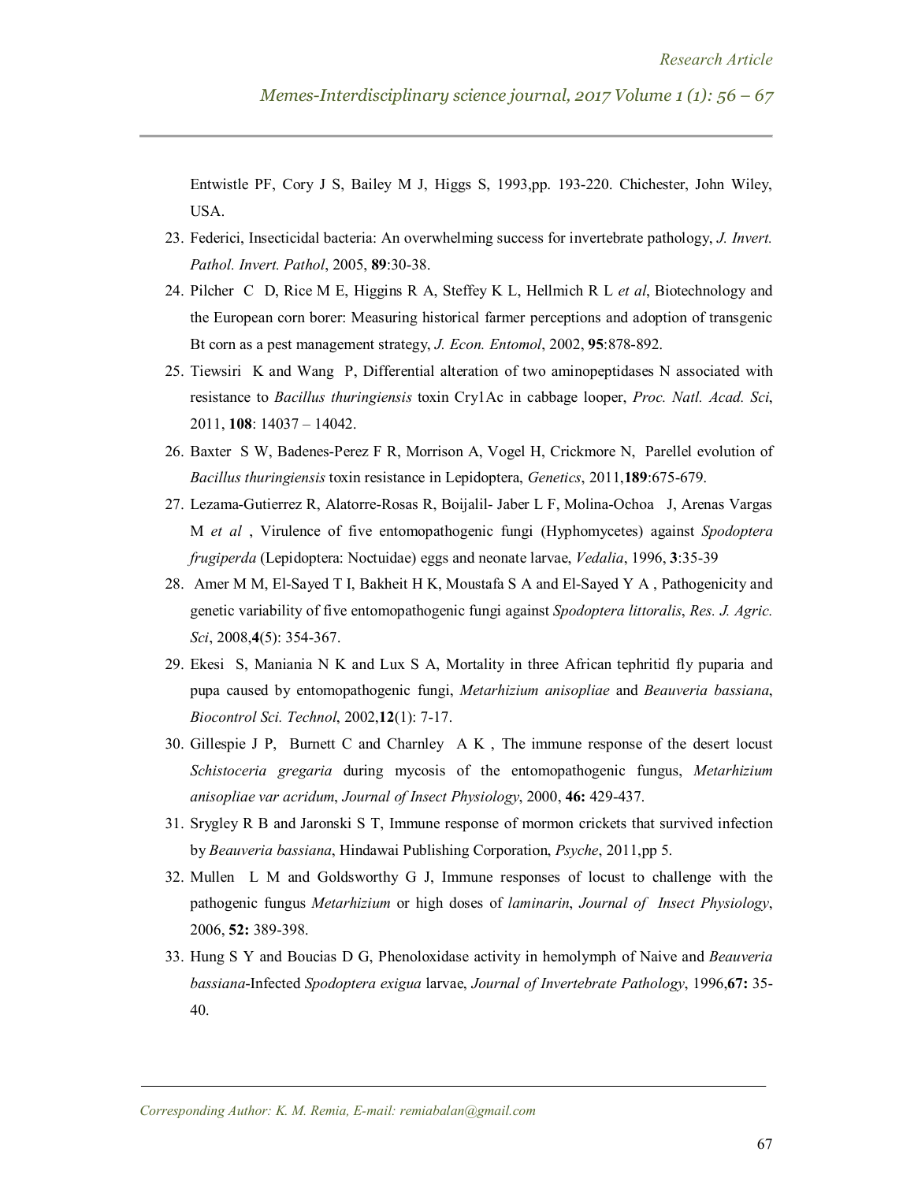Entwistle PF, Cory J S, Bailey M J, Higgs S, 1993,pp. 193-220. Chichester, John Wiley, USA.

23. Federici, Insecticidal bacteria: An overwhelming success for invertebrate pathology, *J. Invert. Pathol. Invert. Pathol*, 2005, **89**:30-38.
24. Pilcher C D, Rice M E, Higgins R A, Steffey K L, Hellmich R L *et al*, Biotechnology and the European corn borer: Measuring historical farmer perceptions and adoption of transgenic Bt corn as a pest management strategy, *J. Econ. Entomol*, 2002, **95**:878-892.
25. Tiewsiri K and Wang P, Differential alteration of two aminopeptidases N associated with resistance to *Bacillus thuringiensis* toxin Cry1Ac in cabbage looper, *Proc. Natl. Acad. Sci*, 2011, **108**: 14037 – 14042.
26. Baxter S W, Badenes-Perez F R, Morrison A, Vogel H, Crickmore N, Parellel evolution of *Bacillus thuringiensis* toxin resistance in Lepidoptera, *Genetics*, 2011,**189**:675-679.
27. Lezama-Gutierrez R, Alatorre-Rosas R, Boijalil- Jaber L F, Molina-Ochoa J, Arenas Vargas M *et al* , Virulence of five entomopathogenic fungi (Hyphomycetes) against *Spodoptera frugiperda* (Lepidoptera: Noctuidae) eggs and neonate larvae, *Vedalia*, 1996, **3**:35-39
28. Amer M M, El-Sayed T I, Bakheit H K, Moustafa S A and El-Sayed Y A , Pathogenicity and genetic variability of five entomopathogenic fungi against *Spodoptera littoralis*, *Res. J. Agric. Sci*, 2008,**4**(5): 354-367.
29. Ekesi S, Maniania N K and Lux S A, Mortality in three African tephritid fly puparia and pupa caused by entomopathogenic fungi, *Metarhizium anisopliae* and *Beauveria bassiana*, *Biocontrol Sci. Technol*, 2002,**12**(1): 7-17.
30. Gillespie J P, Burnett C and Charnley A K , The immune response of the desert locust *Schistoceria gregaria* during mycosis of the entomopathogenic fungus, *Metarhizium anisopliae var acridum*, *Journal of Insect Physiology*, 2000, **46:** 429-437.
31. Srygley R B and Jaronski S T, Immune response of mormon crickets that survived infection by *Beauveria bassiana*, Hindawai Publishing Corporation, *Psyche*, 2011,pp 5.
32. Mullen L M and Goldsworthy G J, Immune responses of locust to challenge with the pathogenic fungus *Metarhizium* or high doses of *laminarin*, *Journal of Insect Physiology*, 2006, **52:** 389-398.
33. Hung S Y and Boucias D G, Phenoloxidase activity in hemolymph of Naive and *Beauveria bassiana*-Infected *Spodoptera exigua* larvae, *Journal of Invertebrate Pathology*, 1996,**67:** 35-40.